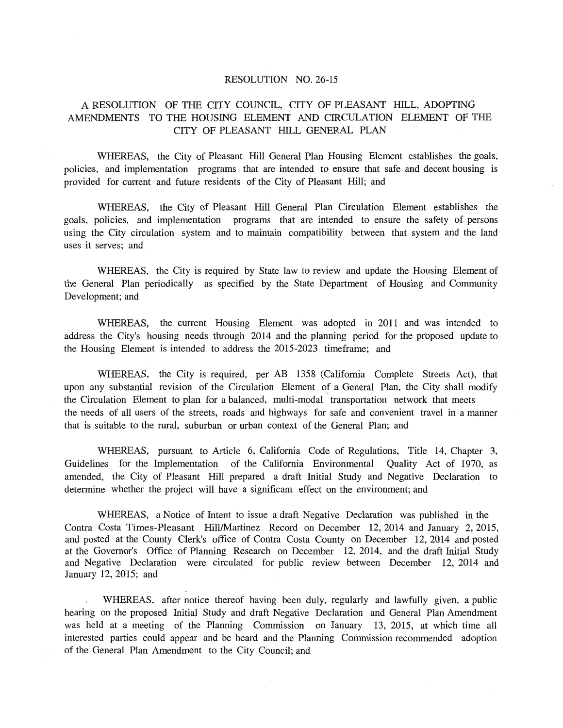# RESOLUTION NO. 26-15

## A RESOLUTION OF THE CITY COUNCIL, CITY OF PLEASANT HILL, ADOPTING AMENDMENTS TO THE HOUSING ELEMENT AND CIRCULATION ELEMENT OF THE CITY OF PLEASANT HILL GENERAL PLAN

WHEREAS, the City of Pleasant Hill General Plan Housing Element establishes the goals, policies, and implementation programs that are intended to ensure that safe and decent housing is provided for current and future residents of the City of Pleasant Hill; and

WHEREAS, the City of Pleasant Hill General Plan Circulation Element establishes the goals, policies, and implementation programs that are intended to ensure the safety of persons using the City circulation system and to maintain compatibility between that system and the land uses it serves; and

WHEREAS, the City is required by State law to review and update the Housing Element of the General Plan periodically as specified by the State Department of Housing and Community Development; and

WHEREAS, the current Housing Element was adopted in 2011 and was intended to address the City's housing needs through 2014 and the planning period for the proposed update to the Housing Element is intended to address the 2015-2023 timeframe; and

WHEREAS, the City is required, per AB 1358 (California Complete Streets Act), that upon any substantial revision of the Circulation Element of a General Plan, the City shall modify the Circulation Element to plan for a balanced, multi-modal transportation network that meets the needs of all users of the streets, roads and highways for safe and convenient travel in a manner that is suitable to the rural, suburban or urban context of the General Plan; and

WHEREAS, pursuant to Article 6, California Code of Regulations, Title 14, Chapter 3, Guidelines for the Implementation of the California Environmental Quality Act of 1970, as amended, the City of Pleasant Hill prepared a draft Initial Study and Negative Declaration to determine whether the project will have a significant effect on the environment; and

WHEREAS, a Notice of Intent to issue a draft Negative Declaration was published in the Contra Costa Times-Pleasant Hill/Martinez Record on December 12, 2014 and January 2, 2015, and posted at the County Clerk's office of Contra Costa County on December 12, 2014 and posted at the Governor's Office of Planning Research on December 12, 2014, and the draft Initial Study and Negative Declaration were circulated for public review between December 12, 2014 and January 12, 2015; and

WHEREAS, after notice thereof having been duly, regularly and lawfully given, a public hearing on the proposed Initial Study and draft Negative Declaration and General Plan Amendment was held at a meeting of the Planning Commission on January 13, 2015, at which time all interested parties could appear and be heard and the Planning Commission recommended adoption of the General Plan Amendment to the City Council; and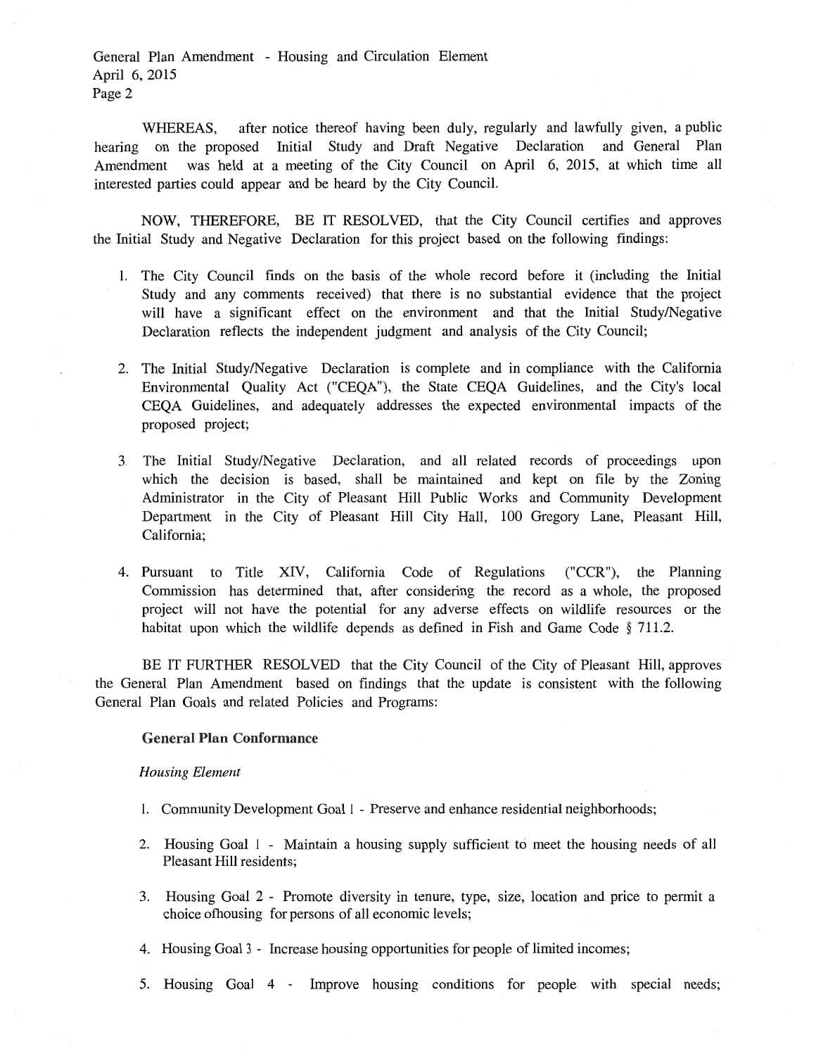WHEREAS, after notice thereof having been duly, regularly and lawfully given, a public hearing on the proposed Initial Study and Draft Negative Declaration and General Plan Amendment was held at a meeting of the City Council on April 6, 2015, at which time all interested parties could appear and be heard by the City Council.

NOW, THEREFORE, BE IT RESOLVED, that the City Council certifies and approves the Initial Study and Negative Declaration for this project based on the following findings:

1. The City Council finds on the basis of the whole record before it (including the Initial Study and any comments received) that there is no substantial evidence that the project will have a significant effect on the environment and that the Initial Study/Negative Declaration reflects the independent judgment and analysis of the City Council;

2. The Initial Study/Negative Declaration is complete and in compliance with the California Environmental Quality Act ("CEQA"), the State CEQA Guidelines, and the City's local CEQA Guidelines, and adequately addresses the expected environmental impacts of the proposed project;

3. The Initial Study/Negative Declaration, and all related records of proceedings upon which the decision is based, shall be maintained and kept on file by the Zoning Administrator in the City of Pleasant Hill Public Works and Community Development Department in the City of Pleasant Hill City Hall, 100 Gregory Lane, Pleasant Hill, California;

4. Pursuant to Title XIV, California Code of Regulations ("CCR"), the Planning Commission has determined that, after considering the record as a whole, the proposed project will not have the potential for any adverse effects on wildlife resources or the habitat upon which the wildlife depends as defined in Fish and Game Code § 711.2.

BE IT FURTHER RESOLVED that the City Council of the City of Pleasant Hill, approves the General Plan Amendment based on findings that the update is consistent with the following General Plan Goals and related Policies and Programs:

**General Plan Conformance**

*Housing Element*

1. Community Development Goal 1 - Preserve and enhance residential neighborhoods;

2. Housing Goal 1 - Maintain a housing supply sufficient to meet the housing needs of all Pleasant Hill residents;

3. Housing Goal 2 - Promote diversity in tenure, type, size, location and price to permit a choice ofhousing for persons of all economic levels;

4. Housing Goal 3 - Increase housing opportunities for people of limited incomes;

5. Housing Goal 4 - Improve housing conditions for people with special needs;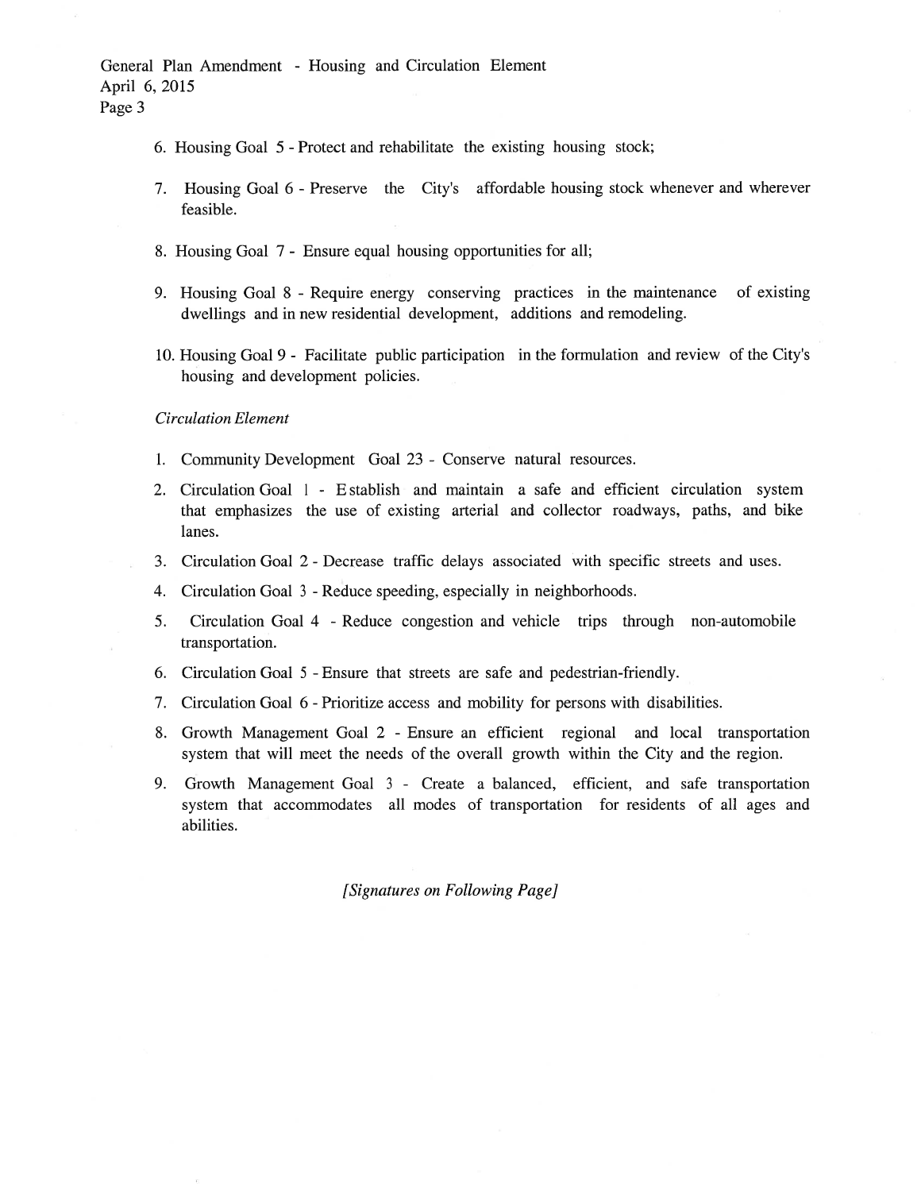6. Housing Goal 5 - Protect and rehabilitate the existing housing stock;
7. Housing Goal 6 - Preserve the City's affordable housing stock whenever and wherever feasible.
8. Housing Goal 7 - Ensure equal housing opportunities for all;
9. Housing Goal 8 - Require energy conserving practices in the maintenance of existing dwellings and in new residential development, additions and remodeling.
10. Housing Goal 9 - Facilitate public participation in the formulation and review of the City's housing and development policies.

*Circulation Element*

1. Community Development Goal 23 - Conserve natural resources.
2. Circulation Goal 1 - Establish and maintain a safe and efficient circulation system that emphasizes the use of existing arterial and collector roadways, paths, and bike lanes.
3. Circulation Goal 2 - Decrease traffic delays associated with specific streets and uses.
4. Circulation Goal 3 - Reduce speeding, especially in neighborhoods.
5. Circulation Goal 4 - Reduce congestion and vehicle trips through non-automobile transportation.
6. Circulation Goal 5 - Ensure that streets are safe and pedestrian-friendly.
7. Circulation Goal 6 - Prioritize access and mobility for persons with disabilities.
8. Growth Management Goal 2 - Ensure an efficient regional and local transportation system that will meet the needs of the overall growth within the City and the region.
9. Growth Management Goal 3 - Create a balanced, efficient, and safe transportation system that accommodates all modes of transportation for residents of all ages and abilities.

*[Signatures on Following Page]*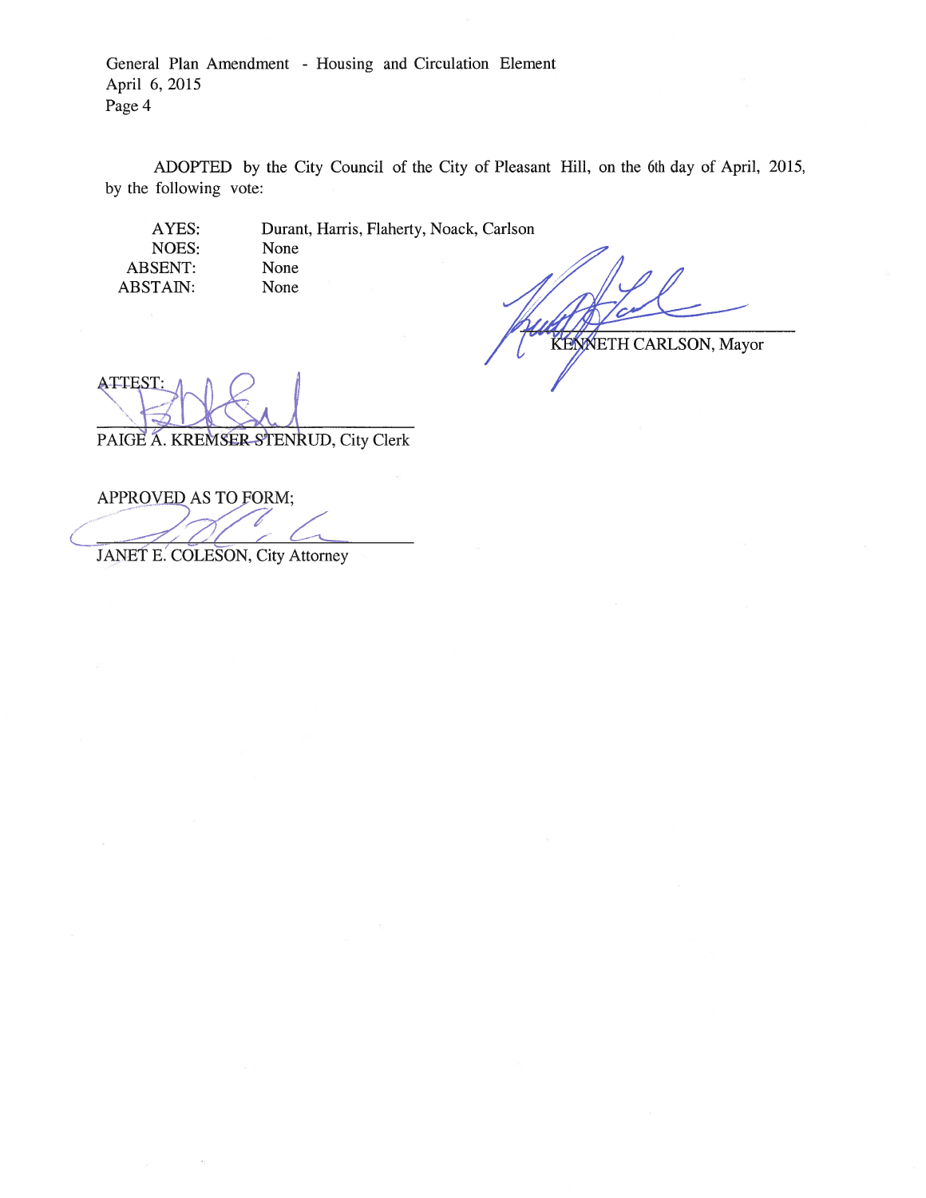ADOPTED by the City Council of the City of Pleasant Hill, on the 6th day of April, 2015, by the following vote:

| | |
|---|---|
| AYES: | Durant, Harris, Flaherty, Noack, Carlson |
| NOES: | None |
| ABSENT: | None |
| ABSTAIN: | None |

KENNETH CARLSON, Mayor

ATTEST:

PAIGE A. KREMSER-STENRUD, City Clerk

APPROVED AS TO FORM;

JANET E. COLESON, City Attorney